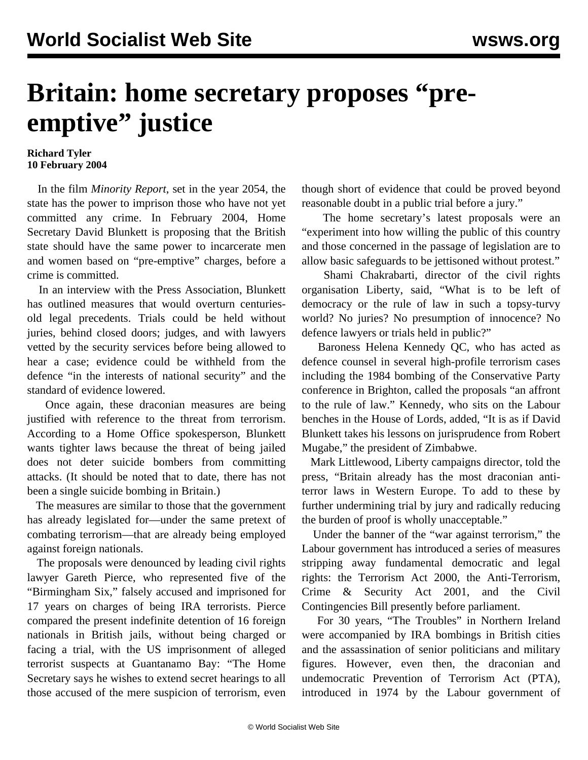# Britain: home secretary proposes "pre-emptive" justice

**Richard Tyler**
**10 February 2004**

In the film *Minority Report*, set in the year 2054, the state has the power to imprison those who have not yet committed any crime. In February 2004, Home Secretary David Blunkett is proposing that the British state should have the same power to incarcerate men and women based on "pre-emptive" charges, before a crime is committed.

In an interview with the Press Association, Blunkett has outlined measures that would overturn centuries-old legal precedents. Trials could be held without juries, behind closed doors; judges, and with lawyers vetted by the security services before being allowed to hear a case; evidence could be withheld from the defence "in the interests of national security" and the standard of evidence lowered.

Once again, these draconian measures are being justified with reference to the threat from terrorism. According to a Home Office spokesperson, Blunkett wants tighter laws because the threat of being jailed does not deter suicide bombers from committing attacks. (It should be noted that to date, there has not been a single suicide bombing in Britain.)

The measures are similar to those that the government has already legislated for—under the same pretext of combating terrorism—that are already being employed against foreign nationals.

The proposals were denounced by leading civil rights lawyer Gareth Pierce, who represented five of the "Birmingham Six," falsely accused and imprisoned for 17 years on charges of being IRA terrorists. Pierce compared the present indefinite detention of 16 foreign nationals in British jails, without being charged or facing a trial, with the US imprisonment of alleged terrorist suspects at Guantanamo Bay: "The Home Secretary says he wishes to extend secret hearings to all those accused of the mere suspicion of terrorism, even though short of evidence that could be proved beyond reasonable doubt in a public trial before a jury."

The home secretary's latest proposals were an "experiment into how willing the public of this country and those concerned in the passage of legislation are to allow basic safeguards to be jettisoned without protest."

Shami Chakrabarti, director of the civil rights organisation Liberty, said, "What is to be left of democracy or the rule of law in such a topsy-turvy world? No juries? No presumption of innocence? No defence lawyers or trials held in public?"

Baroness Helena Kennedy QC, who has acted as defence counsel in several high-profile terrorism cases including the 1984 bombing of the Conservative Party conference in Brighton, called the proposals "an affront to the rule of law." Kennedy, who sits on the Labour benches in the House of Lords, added, "It is as if David Blunkett takes his lessons on jurisprudence from Robert Mugabe," the president of Zimbabwe.

Mark Littlewood, Liberty campaigns director, told the press, "Britain already has the most draconian anti-terror laws in Western Europe. To add to these by further undermining trial by jury and radically reducing the burden of proof is wholly unacceptable."

Under the banner of the "war against terrorism," the Labour government has introduced a series of measures stripping away fundamental democratic and legal rights: the Terrorism Act 2000, the Anti-Terrorism, Crime & Security Act 2001, and the Civil Contingencies Bill presently before parliament.

For 30 years, "The Troubles" in Northern Ireland were accompanied by IRA bombings in British cities and the assassination of senior politicians and military figures. However, even then, the draconian and undemocratic Prevention of Terrorism Act (PTA), introduced in 1974 by the Labour government of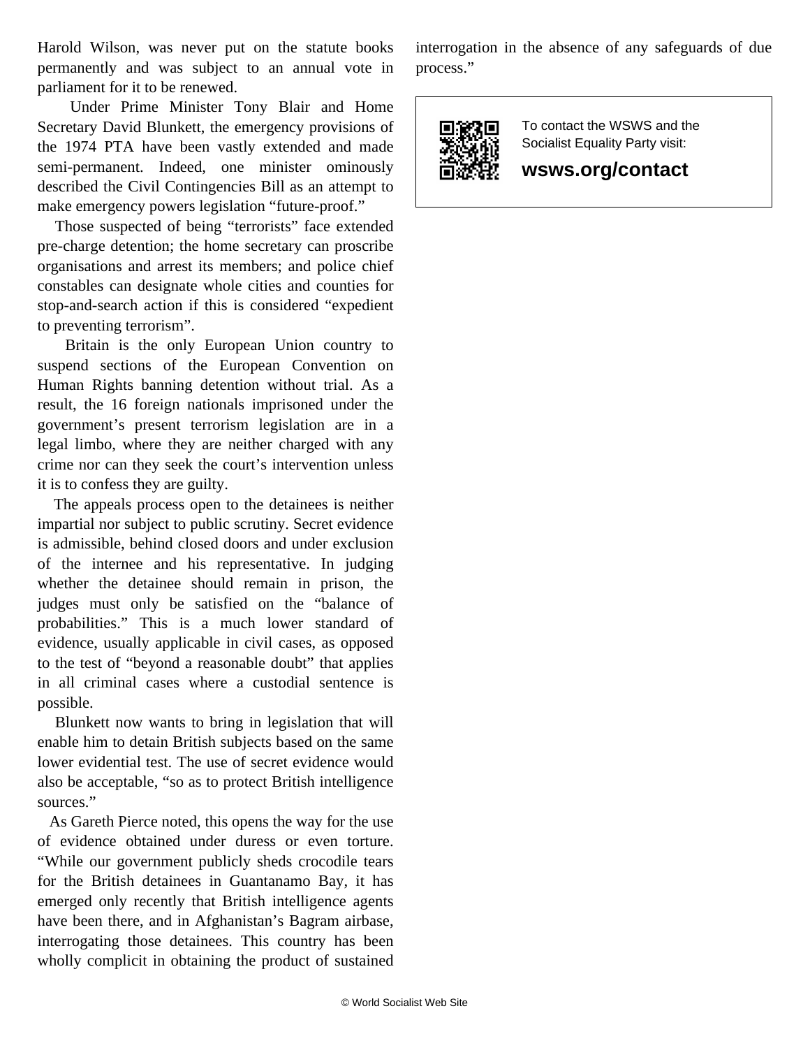Harold Wilson, was never put on the statute books permanently and was subject to an annual vote in parliament for it to be renewed.

Under Prime Minister Tony Blair and Home Secretary David Blunkett, the emergency provisions of the 1974 PTA have been vastly extended and made semi-permanent. Indeed, one minister ominously described the Civil Contingencies Bill as an attempt to make emergency powers legislation "future-proof."

Those suspected of being "terrorists" face extended pre-charge detention; the home secretary can proscribe organisations and arrest its members; and police chief constables can designate whole cities and counties for stop-and-search action if this is considered "expedient to preventing terrorism".

Britain is the only European Union country to suspend sections of the European Convention on Human Rights banning detention without trial. As a result, the 16 foreign nationals imprisoned under the government's present terrorism legislation are in a legal limbo, where they are neither charged with any crime nor can they seek the court's intervention unless it is to confess they are guilty.

The appeals process open to the detainees is neither impartial nor subject to public scrutiny. Secret evidence is admissible, behind closed doors and under exclusion of the internee and his representative. In judging whether the detainee should remain in prison, the judges must only be satisfied on the "balance of probabilities." This is a much lower standard of evidence, usually applicable in civil cases, as opposed to the test of "beyond a reasonable doubt" that applies in all criminal cases where a custodial sentence is possible.

Blunkett now wants to bring in legislation that will enable him to detain British subjects based on the same lower evidential test. The use of secret evidence would also be acceptable, "so as to protect British intelligence sources."

As Gareth Pierce noted, this opens the way for the use of evidence obtained under duress or even torture. "While our government publicly sheds crocodile tears for the British detainees in Guantanamo Bay, it has emerged only recently that British intelligence agents have been there, and in Afghanistan's Bagram airbase, interrogating those detainees. This country has been wholly complicit in obtaining the product of sustained interrogation in the absence of any safeguards of due process."

To contact the WSWS and the Socialist Equality Party visit:

**wsws.org/contact**